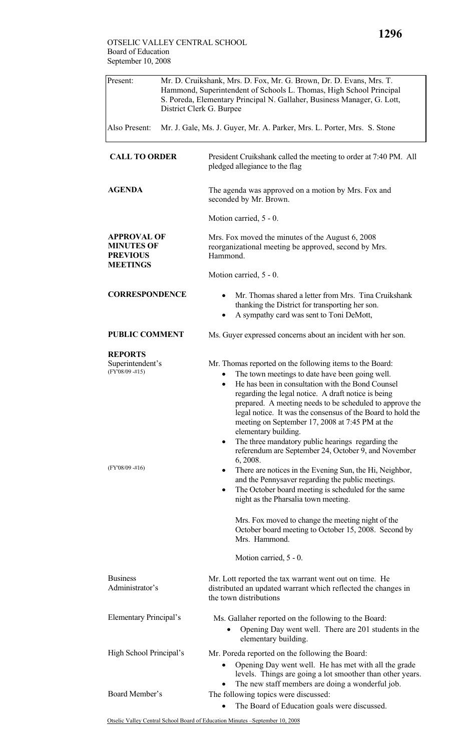OTSELIC VALLEY CENTRAL SCHOOL
Board of Education
September 10, 2008

| | |
|---|---|
| Present: | Mr. D. Cruikshank, Mrs. D. Fox, Mr. G. Brown, Dr. D. Evans, Mrs. T. Hammond, Superintendent of Schools L. Thomas, High School Principal S. Poreda, Elementary Principal N. Gallaher, Business Manager, G. Lott, District Clerk G. Burpee |
| Also Present: | Mr. J. Gale, Ms. J. Guyer, Mr. A. Parker, Mrs. L. Porter, Mrs. S. Stone |

**CALL TO ORDER**

President Cruikshank called the meeting to order at 7:40 PM. All pledged allegiance to the flag

**AGENDA**

The agenda was approved on a motion by Mrs. Fox and seconded by Mr. Brown.

Motion carried, 5 - 0.

**APPROVAL OF MINUTES OF PREVIOUS MEETINGS**

Mrs. Fox moved the minutes of the August 6, 2008 reorganizational meeting be approved, second by Mrs. Hammond.

Motion carried, 5 - 0.

**CORRESPONDENCE**

- Mr. Thomas shared a letter from Mrs. Tina Cruikshank thanking the District for transporting her son.
- A sympathy card was sent to Toni DeMott,

**PUBLIC COMMENT**

Ms. Guyer expressed concerns about incident with her son.

**REPORTS**

Superintendent's
(FY'08/09 -#15)

Mr. Thomas reported on the following items to the Board:

- The town meetings to date have been going well.
- He has been in consultation with the Bond Counsel regarding the legal notice. A draft notice is being prepared. A meeting needs to be scheduled to approve the legal notice. It was the consensus of the Board to hold the meeting on September 17, 2008 at 7:45 PM at the elementary building.
- The three mandatory public hearings regarding the referendum are September 24, October 9, and November 6, 2008.
- There are notices in the Evening Sun, the Hi, Neighbor, and the Pennysaver regarding the public meetings.
- The October board meeting is scheduled for the same night as the Pharsalia town meeting.

(FY'08/09 -#16)

Mrs. Fox moved to change the meeting night of the October board meeting to October 15, 2008. Second by Mrs. Hammond.

Motion carried, 5 - 0.

Business Administrator's

Mr. Lott reported the tax warrant went out on time. He distributed an updated warrant which reflected the changes in the town distributions

Elementary Principal's

Ms. Gallaher reported on the following to the Board:

- Opening Day went well. There are 201 students in the elementary building.

High School Principal's

Mr. Poreda reported on the following the Board:

- Opening Day went well. He has met with all the grade levels. Things are going a lot smoother than other years.
- The new staff members are doing a wonderful job.

Board Member's

The following topics were discussed:

- The Board of Education goals were discussed.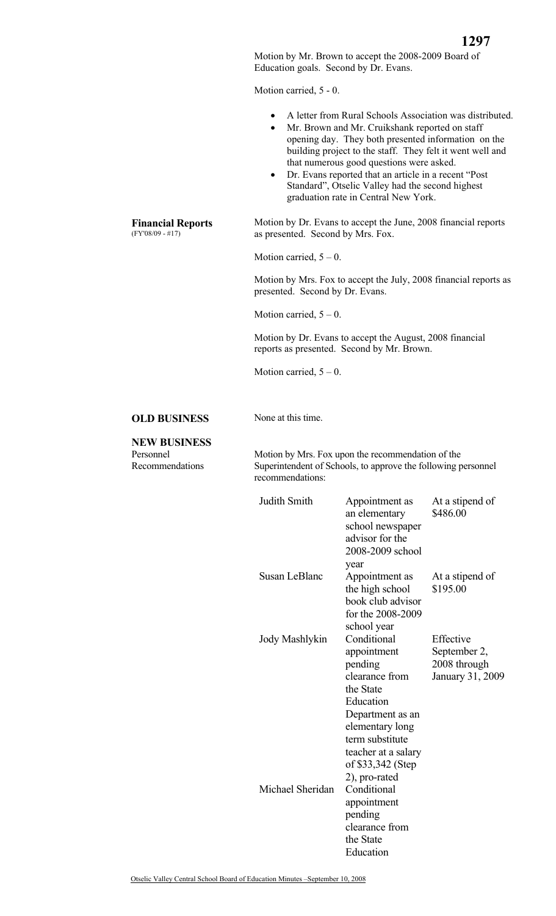Motion by Mr. Brown to accept the 2008-2009 Board of Education goals. Second by Dr. Evans.

Motion carried, 5 - 0.

- A letter from Rural Schools Association was distributed.
- Mr. Brown and Mr. Cruikshank reported on staff opening day. They both presented information on the building project to the staff. They felt it went well and that numerous good questions were asked.
- Dr. Evans reported that an article in a recent "Post Standard", Otselic Valley had the second highest graduation rate in Central New York.

**Financial Reports**
(FY'08/09 - #17)

Motion by Dr. Evans to accept the June, 2008 financial reports as presented. Second by Mrs. Fox.

Motion carried, 5 – 0.

Motion by Mrs. Fox to accept the July, 2008 financial reports as presented. Second by Dr. Evans.

Motion carried, 5 – 0.

Motion by Dr. Evans to accept the August, 2008 financial reports as presented. Second by Mr. Brown.

Motion carried, 5 – 0.

**OLD BUSINESS**

None at this time.

**NEW BUSINESS**

Personnel Recommendations

Motion by Mrs. Fox upon the recommendation of the Superintendent of Schools, to approve the following personnel recommendations:

| | | |
|---|---|---|
| Judith Smith | Appointment as an elementary school newspaper advisor for the 2008-2009 school year | At a stipend of $486.00 |
| Susan LeBlanc | Appointment as the high school book club advisor for the 2008-2009 school year | At a stipend of $195.00 |
| Jody Mashlykin | Conditional appointment pending clearance from the State Education Department as an elementary long term substitute teacher at a salary of $33,342 (Step 2), pro-rated | Effective September 2, 2008 through January 31, 2009 |
| Michael Sheridan | Conditional appointment pending clearance from the State Education | |

Otselic Valley Central School Board of Education Minutes –September 10, 2008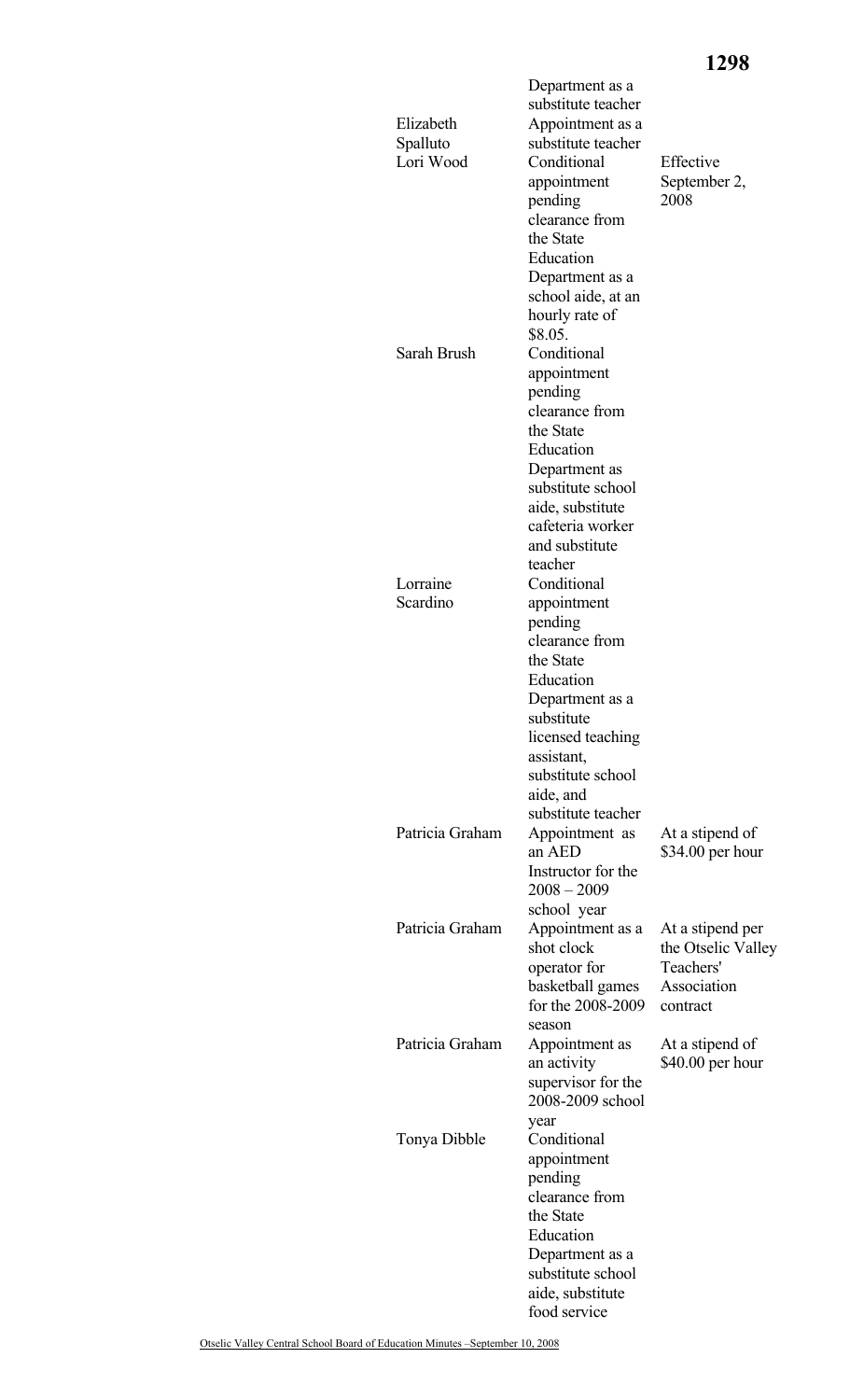| | | |
|---|---|---|
| | Department as a substitute teacher | |
| Elizabeth Spalluto | Appointment as a substitute teacher | |
| Lori Wood | Conditional appointment pending clearance from the State Education Department as a school aide, at an hourly rate of $8.05. | Effective September 2, 2008 |
| Sarah Brush | Conditional appointment pending clearance from the State Education Department as substitute school aide, substitute cafeteria worker and substitute teacher | |
| Lorraine Scardino | Conditional appointment pending clearance from the State Education Department as a substitute licensed teaching assistant, substitute school aide, and substitute teacher | |
| Patricia Graham | Appointment as an AED Instructor for the 2008 – 2009 school year | At a stipend of $34.00 per hour |
| Patricia Graham | Appointment as a shot clock operator for basketball games for the 2008-2009 season | At a stipend per the Otselic Valley Teachers' Association contract |
| Patricia Graham | Appointment as an activity supervisor for the 2008-2009 school year | At a stipend of $40.00 per hour |
| Tonya Dibble | Conditional appointment pending clearance from the State Education Department as a substitute school aide, substitute food service | |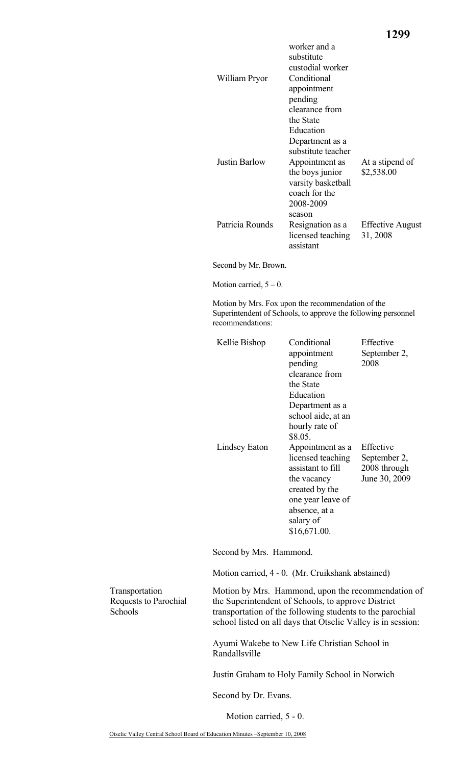| | | |
|---|---|---|
| | worker and a substitute custodial worker | |
| William Pryor | Conditional appointment pending clearance from the State Education Department as a substitute teacher | |
| Justin Barlow | Appointment as the boys junior varsity basketball coach for the 2008-2009 season | At a stipend of $2,538.00 |
| Patricia Rounds | Resignation as a licensed teaching assistant | Effective August 31, 2008 |

Second by Mr. Brown.

Motion carried, 5 – 0.

Motion by Mrs. Fox upon the recommendation of the Superintendent of Schools, to approve the following personnel recommendations:

| | | |
|---|---|---|
| Kellie Bishop | Conditional appointment pending clearance from the State Education Department as a school aide, at an hourly rate of $8.05. | Effective September 2, 2008 |
| Lindsey Eaton | Appointment as a licensed teaching assistant to fill the vacancy created by the one year leave of absence, at a salary of $16,671.00. | Effective September 2, 2008 through June 30, 2009 |

Second by Mrs. Hammond.

Motion carried, 4 - 0. (Mr. Cruikshank abstained)

**Transportation Requests to Parochial Schools**

Motion by Mrs. Hammond, upon the recommendation of the Superintendent of Schools, to approve District transportation of the following students to the parochial school listed on all days that Otselic Valley is in session:

Ayumi Wakebe to New Life Christian School in Randallsville

Justin Graham to Holy Family School in Norwich

Second by Dr. Evans.

Motion carried, 5 - 0.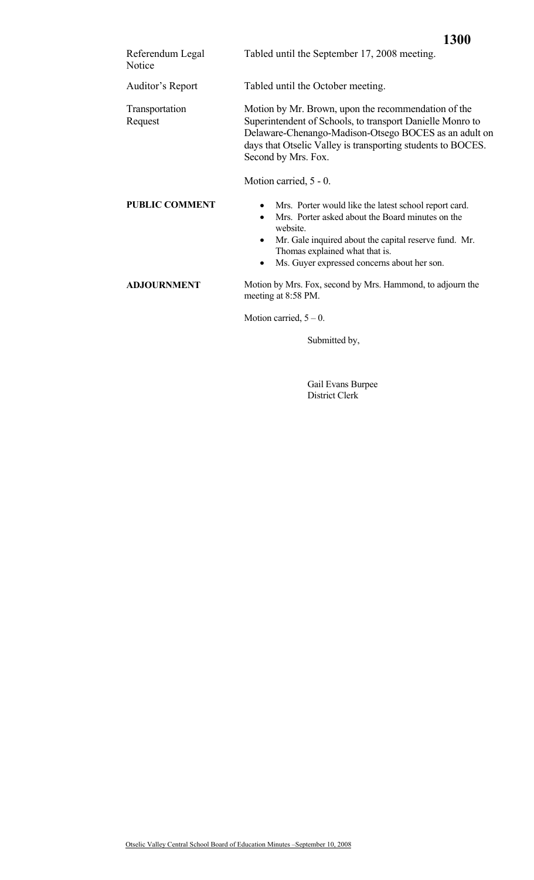Referendum Legal Notice — Tabled until the September 17, 2008 meeting.

Auditor's Report — Tabled until the October meeting.

Transportation Request — Motion by Mr. Brown, upon the recommendation of the Superintendent of Schools, to transport Danielle Monro to Delaware-Chenango-Madison-Otsego BOCES as an adult on days that Otselic Valley is transporting students to BOCES. Second by Mrs. Fox.

Motion carried, 5 - 0.

**PUBLIC COMMENT**

- Mrs. Porter would like the latest school report card.
- Mrs. Porter asked about the Board minutes on the website.
- Mr. Gale inquired about the capital reserve fund. Mr. Thomas explained what that is.
- Ms. Guyer expressed concerns about her son.

**ADJOURNMENT**

Motion by Mrs. Fox, second by Mrs. Hammond, to adjourn the meeting at 8:58 PM.

Motion carried, 5 – 0.

Submitted by,

Gail Evans Burpee
District Clerk